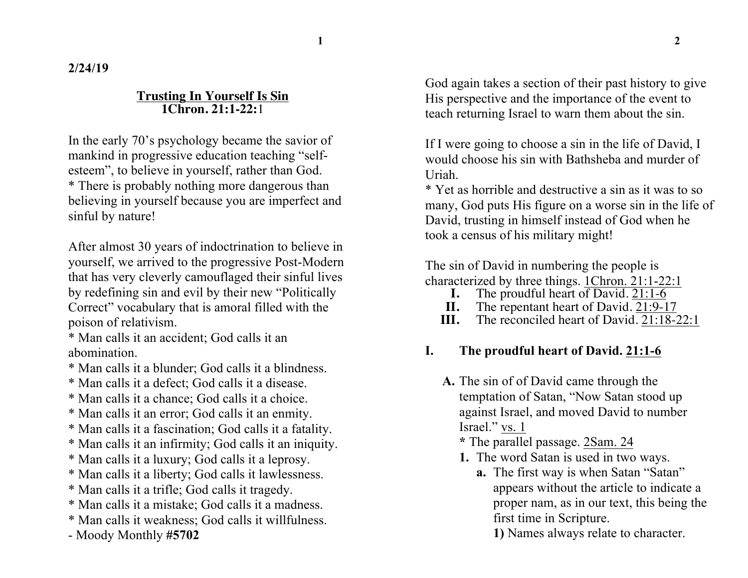2/24/19

## Trusting In Yourself Is Sin
**1Chron. 21:1-22:1**

In the early 70's psychology became the savior of mankind in progressive education teaching "self-esteem", to believe in yourself, rather than God.
* There is probably nothing more dangerous than believing in yourself because you are imperfect and sinful by nature!

After almost 30 years of indoctrination to believe in yourself, we arrived to the progressive Post-Modern that has very cleverly camouflaged their sinful lives by redefining sin and evil by their new "Politically Correct" vocabulary that is amoral filled with the poison of relativism.
* Man calls it an accident; God calls it an abomination.
* Man calls it a blunder; God calls it a blindness.
* Man calls it a defect; God calls it a disease.
* Man calls it a chance; God calls it a choice.
* Man calls it an error; God calls it an enmity.
* Man calls it a fascination; God calls it a fatality.
* Man calls it an infirmity; God calls it an iniquity.
* Man calls it a luxury; God calls it a leprosy.
* Man calls it a liberty; God calls it lawlessness.
* Man calls it a trifle; God calls it tragedy.
* Man calls it a mistake; God calls it a madness.
* Man calls it weakness; God calls it willfulness.
- Moody Monthly **#5702**

God again takes a section of their past history to give His perspective and the importance of the event to teach returning Israel to warn them about the sin.

If I were going to choose a sin in the life of David, I would choose his sin with Bathsheba and murder of Uriah.
* Yet as horrible and destructive a sin as it was to so many, God puts His figure on a worse sin in the life of David, trusting in himself instead of God when he took a census of his military might!

The sin of David in numbering the people is characterized by three things. 1Chron. 21:1-22:1
- **I.** The proudful heart of David. 21:1-6
- **II.** The repentant heart of David. 21:9-17
- **III.** The reconciled heart of David. 21:18-22:1

### I. The proudful heart of David. 21:1-6

**A.** The sin of of David came through the temptation of Satan, "Now Satan stood up against Israel, and moved David to number Israel." vs. 1
**\*** The parallel passage. 2Sam. 24

**1.** The word Satan is used in two ways.

**a.** The first way is when Satan "Satan" appears without the article to indicate a proper nam, as in our text, this being the first time in Scripture.

**1)** Names always relate to character.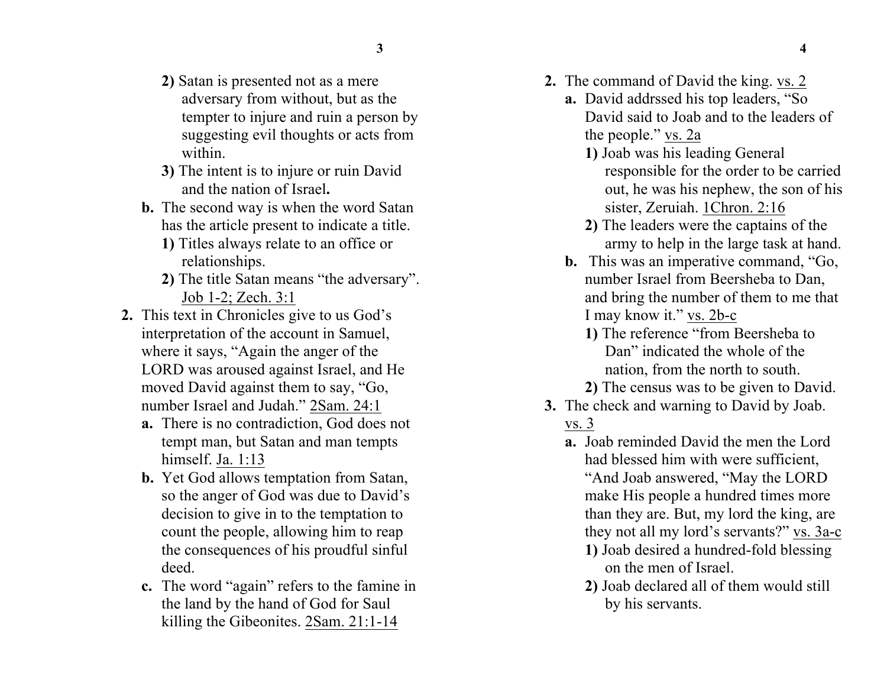2) Satan is presented not as a mere adversary from without, but as the tempter to injure and ruin a person by suggesting evil thoughts or acts from within.

3) The intent is to injure or ruin David and the nation of Israel**.**

**b.** The second way is when the word Satan has the article present to indicate a title.

1) Titles always relate to an office or relationships.

2) The title Satan means "the adversary". Job 1-2; Zech. 3:1

**2.** This text in Chronicles give to us God's interpretation of the account in Samuel, where it says, "Again the anger of the LORD was aroused against Israel, and He moved David against them to say, "Go, number Israel and Judah." 2Sam. 24:1

**a.** There is no contradiction, God does not tempt man, but Satan and man tempts himself. Ja. 1:13

**b.** Yet God allows temptation from Satan, so the anger of God was due to David's decision to give in to the temptation to count the people, allowing him to reap the consequences of his proudful sinful deed.

**c.** The word "again" refers to the famine in the land by the hand of God for Saul killing the Gibeonites. 2Sam. 21:1-14

**2.** The command of David the king. vs. 2

**a.** David addrssed his top leaders, "So David said to Joab and to the leaders of the people." vs. 2a

**1)** Joab was his leading General responsible for the order to be carried out, he was his nephew, the son of his sister, Zeruiah. 1Chron. 2:16

**2)** The leaders were the captains of the army to help in the large task at hand.

**b.** This was an imperative command, "Go, number Israel from Beersheba to Dan, and bring the number of them to me that I may know it." vs. 2b-c

**1)** The reference "from Beersheba to Dan" indicated the whole of the nation, from the north to south.

**2)** The census was to be given to David.

**3.** The check and warning to David by Joab. vs. 3

**a.** Joab reminded David the men the Lord had blessed him with were sufficient, "And Joab answered, "May the LORD make His people a hundred times more than they are. But, my lord the king, are they not all my lord's servants?" vs. 3a-c

**1)** Joab desired a hundred-fold blessing on the men of Israel.

**2)** Joab declared all of them would still by his servants.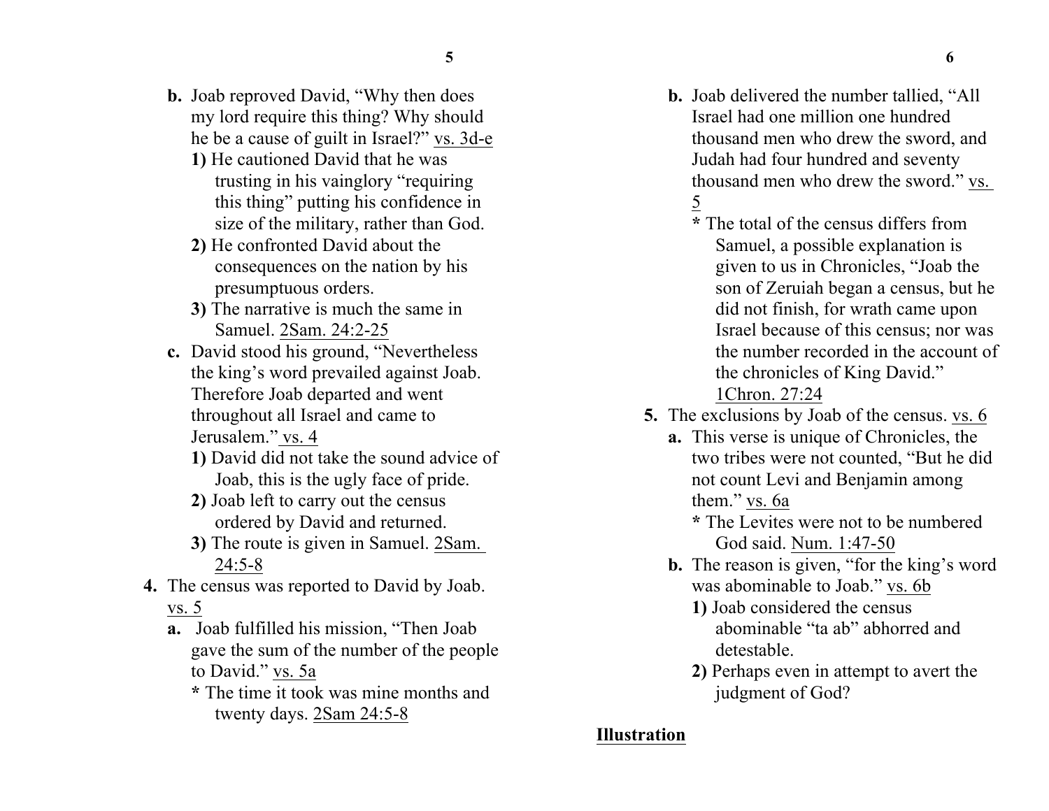**b.** Joab reproved David, “Why then does my lord require this thing? Why should he be a cause of guilt in Israel?” vs. 3d-e

**1)** He cautioned David that he was trusting in his vainglory “requiring this thing” putting his confidence in size of the military, rather than God.

**2)** He confronted David about the consequences on the nation by his presumptuous orders.

**3)** The narrative is much the same in Samuel. 2Sam. 24:2-25

**c.** David stood his ground, “Nevertheless the king’s word prevailed against Joab. Therefore Joab departed and went throughout all Israel and came to Jerusalem.” vs. 4

**1)** David did not take the sound advice of Joab, this is the ugly face of pride.

**2)** Joab left to carry out the census ordered by David and returned.

**3)** The route is given in Samuel. 2Sam. 24:5-8

**4.** The census was reported to David by Joab. vs. 5

**a.** Joab fulfilled his mission, “Then Joab gave the sum of the number of the people to David.” vs. 5a

**\*** The time it took was mine months and twenty days. 2Sam 24:5-8

**b.** Joab delivered the number tallied, “All Israel had one million one hundred thousand men who drew the sword, and Judah had four hundred and seventy thousand men who drew the sword.” vs. 5

**\*** The total of the census differs from Samuel, a possible explanation is given to us in Chronicles, “Joab the son of Zeruiah began a census, but he did not finish, for wrath came upon Israel because of this census; nor was the number recorded in the account of the chronicles of King David.” 1Chron. 27:24

**5.** The exclusions by Joab of the census. vs. 6

**a.** This verse is unique of Chronicles, the two tribes were not counted, “But he did not count Levi and Benjamin among them.” vs. 6a

**\*** The Levites were not to be numbered God said. Num. 1:47-50

**b.** The reason is given, “for the king’s word was abominable to Joab.” vs. 6b

**1)** Joab considered the census abominable “ta ab” abhorred and detestable.

**2)** Perhaps even in attempt to avert the judgment of God?

**Illustration**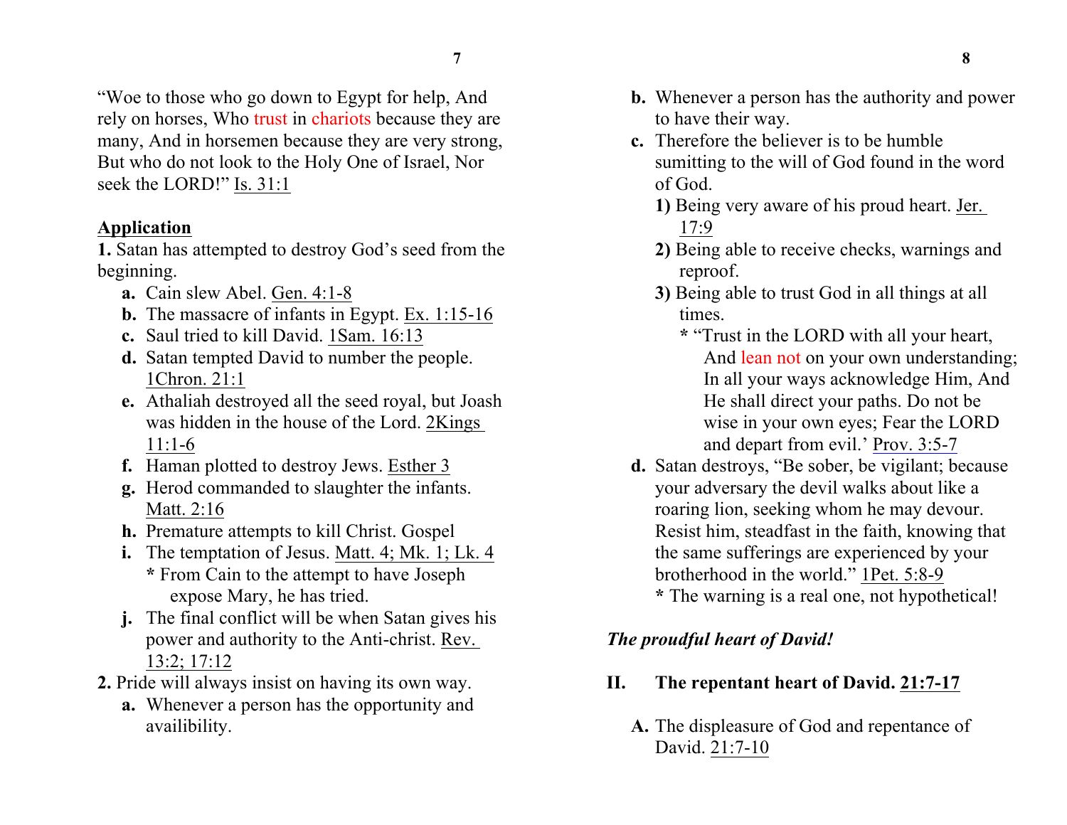“Woe to those who go down to Egypt for help, And rely on horses, Who trust in chariots because they are many, And in horsemen because they are very strong, But who do not look to the Holy One of Israel, Nor seek the LORD!” Is. 31:1

**Application**

**1.** Satan has attempted to destroy God’s seed from the beginning.

- **a.** Cain slew Abel. Gen. 4:1-8
- **b.** The massacre of infants in Egypt. Ex. 1:15-16
- **c.** Saul tried to kill David. 1Sam. 16:13
- **d.** Satan tempted David to number the people. 1Chron. 21:1
- **e.** Athaliah destroyed all the seed royal, but Joash was hidden in the house of the Lord. 2Kings 11:1-6
- **f.** Haman plotted to destroy Jews. Esther 3
- **g.** Herod commanded to slaughter the infants. Matt. 2:16
- **h.** Premature attempts to kill Christ. Gospel
- **i.** The temptation of Jesus. Matt. 4; Mk. 1; Lk. 4
  - **\*** From Cain to the attempt to have Joseph expose Mary, he has tried.
- **j.** The final conflict will be when Satan gives his power and authority to the Anti-christ. Rev. 13:2; 17:12

**2.** Pride will always insist on having its own way.

- **a.** Whenever a person has the opportunity and availibility.
- **b.** Whenever a person has the authority and power to have their way.
- **c.** Therefore the believer is to be humble sumitting to the will of God found in the word of God.
  - **1)** Being very aware of his proud heart. Jer. 17:9
  - **2)** Being able to receive checks, warnings and reproof.
  - **3)** Being able to trust God in all things at all times.
    - **\*** “Trust in the LORD with all your heart, And lean not on your own understanding; In all your ways acknowledge Him, And He shall direct your paths. Do not be wise in your own eyes; Fear the LORD and depart from evil.’ Prov. 3:5-7
- **d.** Satan destroys, “Be sober, be vigilant; because your adversary the devil walks about like a roaring lion, seeking whom he may devour. Resist him, steadfast in the faith, knowing that the same sufferings are experienced by your brotherhood in the world.” 1Pet. 5:8-9
  - **\*** The warning is a real one, not hypothetical!

***The proudful heart of David!***

## II. The repentant heart of David. 21:7-17

**A.** The displeasure of God and repentance of David. 21:7-10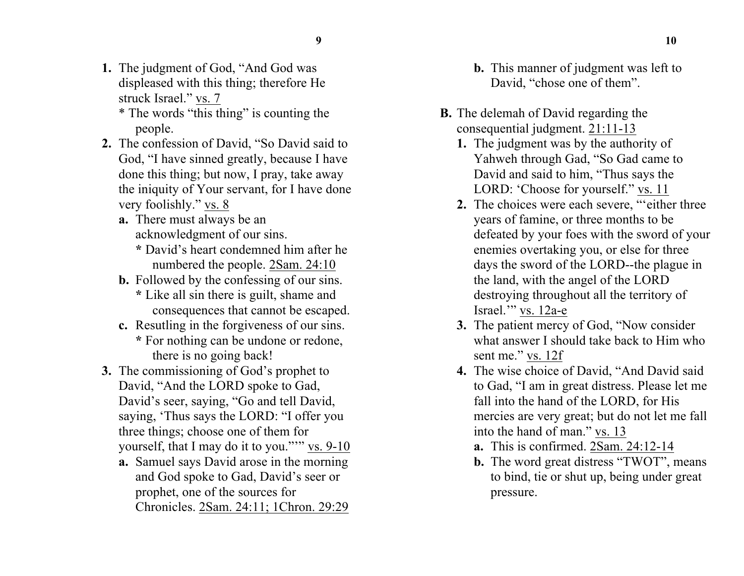1. The judgment of God, "And God was displeased with this thing; therefore He struck Israel." vs. 7
   * The words "this thing" is counting the people.
2. The confession of David, "So David said to God, "I have sinned greatly, because I have done this thing; but now, I pray, take away the iniquity of Your servant, for I have done very foolishly." vs. 8
   a. There must always be an acknowledgment of our sins.
      * David's heart condemned him after he numbered the people. 2Sam. 24:10
   b. Followed by the confessing of our sins.
      * Like all sin there is guilt, shame and consequences that cannot be escaped.
   c. Resutling in the forgiveness of our sins.
      * For nothing can be undone or redone, there is no going back!
3. The commissioning of God's prophet to David, "And the LORD spoke to Gad, David's seer, saying, "Go and tell David, saying, 'Thus says the LORD: "I offer you three things; choose one of them for yourself, that I may do it to you.""" vs. 9-10
   a. Samuel says David arose in the morning and God spoke to Gad, David's seer or prophet, one of the sources for Chronicles. 2Sam. 24:11; 1Chron. 29:29
   b. This manner of judgment was left to David, "chose one of them".

**B.** The delemah of David regarding the consequential judgment. 21:11-13

1. The judgment was by the authority of Yahweh through Gad, "So Gad came to David and said to him, "Thus says the LORD: 'Choose for yourself." vs. 11
2. The choices were each severe, "'either three years of famine, or three months to be defeated by your foes with the sword of your enemies overtaking you, or else for three days the sword of the LORD--the plague in the land, with the angel of the LORD destroying throughout all the territory of Israel.'" vs. 12a-e
3. The patient mercy of God, "Now consider what answer I should take back to Him who sent me." vs. 12f
4. The wise choice of David, "And David said to Gad, "I am in great distress. Please let me fall into the hand of the LORD, for His mercies are very great; but do not let me fall into the hand of man." vs. 13
   a. This is confirmed. 2Sam. 24:12-14
   b. The word great distress "TWOT", means to bind, tie or shut up, being under great pressure.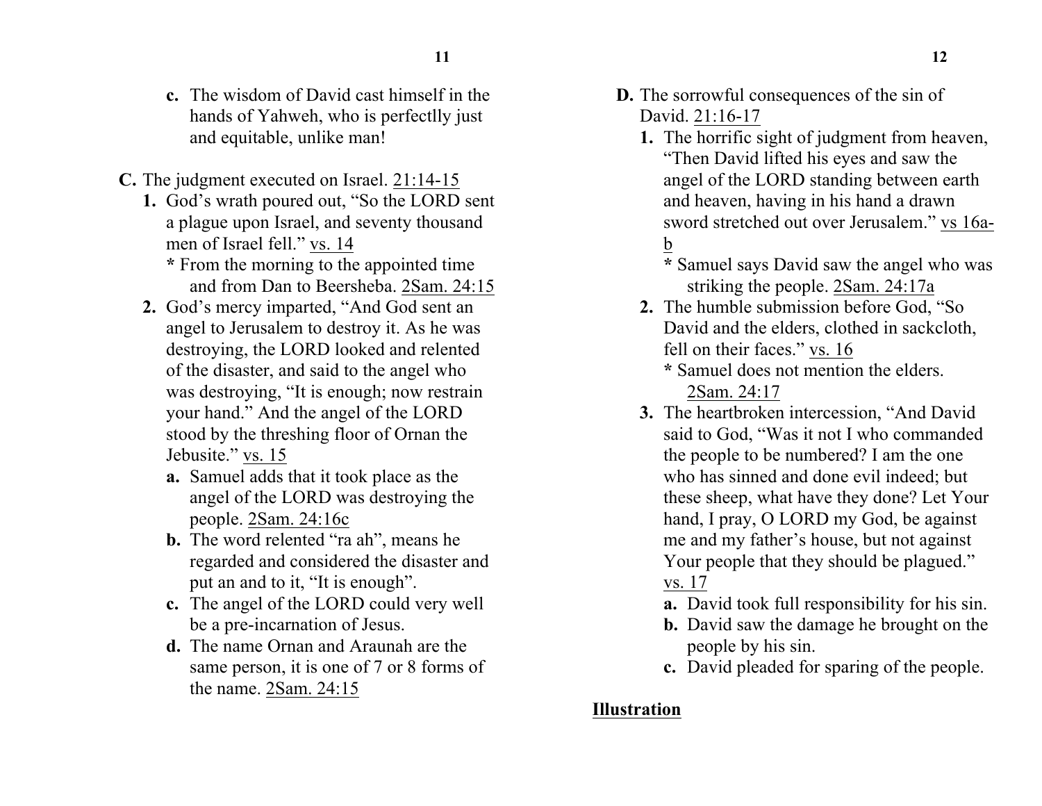**c.** The wisdom of David cast himself in the hands of Yahweh, who is perfectlly just and equitable, unlike man!

**C.** The judgment executed on Israel. <u>21:14-15</u>

**1.** God's wrath poured out, "So the LORD sent a plague upon Israel, and seventy thousand men of Israel fell." <u>vs. 14</u>

**\*** From the morning to the appointed time and from Dan to Beersheba. <u>2Sam. 24:15</u>

**2.** God's mercy imparted, "And God sent an angel to Jerusalem to destroy it. As he was destroying, the LORD looked and relented of the disaster, and said to the angel who was destroying, "It is enough; now restrain your hand." And the angel of the LORD stood by the threshing floor of Ornan the Jebusite." <u>vs. 15</u>

**a.** Samuel adds that it took place as the angel of the LORD was destroying the people. <u>2Sam. 24:16c</u>

**b.** The word relented "ra ah", means he regarded and considered the disaster and put an and to it, "It is enough".

**c.** The angel of the LORD could very well be a pre-incarnation of Jesus.

**d.** The name Ornan and Araunah are the same person, it is one of 7 or 8 forms of the name. <u>2Sam. 24:15</u>

**D.** The sorrowful consequences of the sin of David. <u>21:16-17</u>

**1.** The horrific sight of judgment from heaven, "Then David lifted his eyes and saw the angel of the LORD standing between earth and heaven, having in his hand a drawn sword stretched out over Jerusalem." <u>vs 16a-b</u>

**\*** Samuel says David saw the angel who was striking the people. <u>2Sam. 24:17a</u>

**2.** The humble submission before God, "So David and the elders, clothed in sackcloth, fell on their faces." <u>vs. 16</u>

**\*** Samuel does not mention the elders. <u>2Sam. 24:17</u>

**3.** The heartbroken intercession, "And David said to God, "Was it not I who commanded the people to be numbered? I am the one who has sinned and done evil indeed; but these sheep, what have they done? Let Your hand, I pray, O LORD my God, be against me and my father's house, but not against Your people that they should be plagued." <u>vs. 17</u>

**a.** David took full responsibility for his sin.

**b.** David saw the damage he brought on the people by his sin.

**c.** David pleaded for sparing of the people.

<u>**Illustration**</u>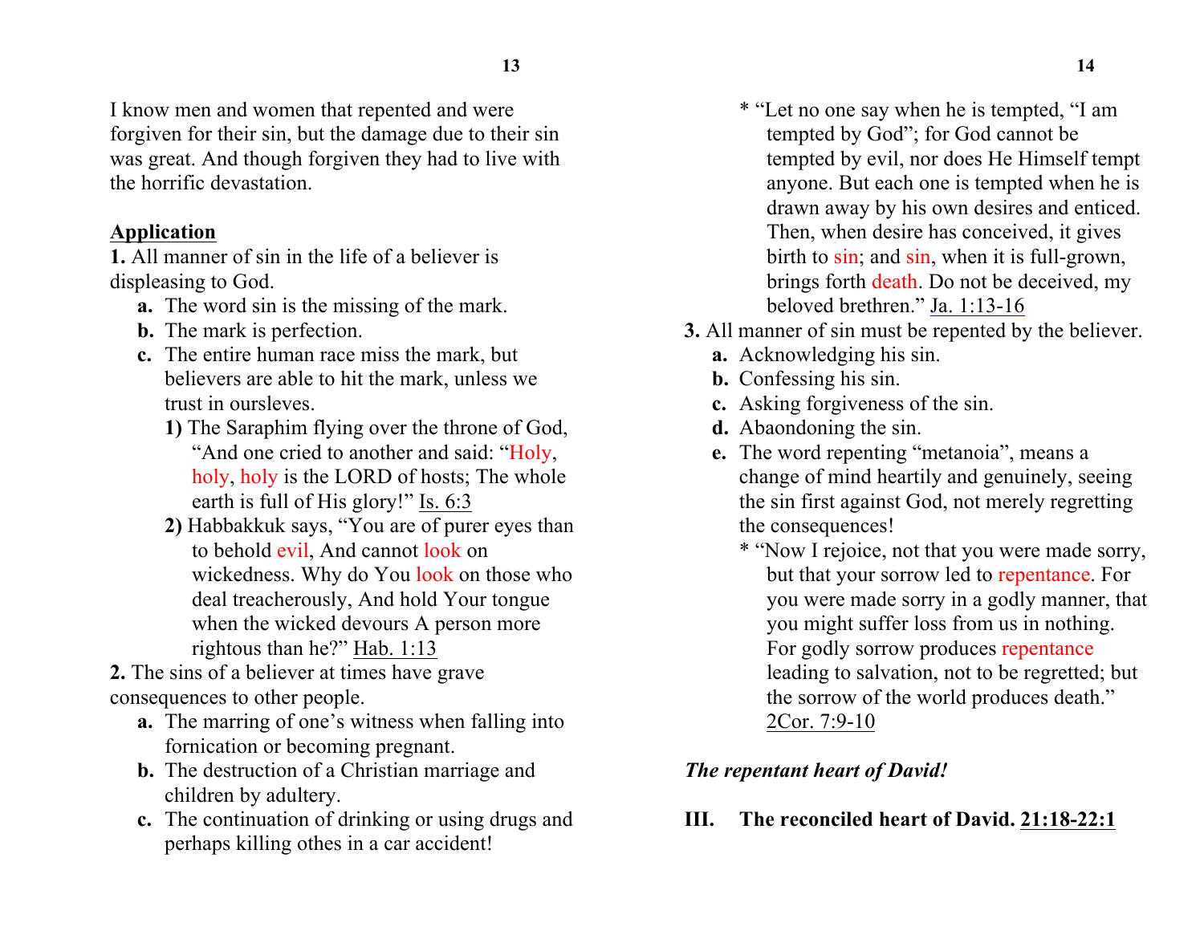I know men and women that repented and were forgiven for their sin, but the damage due to their sin was great. And though forgiven they had to live with the horrific devastation.

**Application**

**1.** All manner of sin in the life of a believer is displeasing to God.

- **a.** The word sin is the missing of the mark.
- **b.** The mark is perfection.
- **c.** The entire human race miss the mark, but believers are able to hit the mark, unless we trust in oursleves.
    - **1)** The Saraphim flying over the throne of God, "And one cried to another and said: "Holy, holy, holy is the LORD of hosts; The whole earth is full of His glory!" Is. 6:3
    - **2)** Habbakkuk says, "You are of purer eyes than to behold evil, And cannot look on wickedness. Why do You look on those who deal treacherously, And hold Your tongue when the wicked devours A person more rightous than he?" Hab. 1:13

**2.** The sins of a believer at times have grave consequences to other people.

- **a.** The marring of one's witness when falling into fornication or becoming pregnant.
- **b.** The destruction of a Christian marriage and children by adultery.
- **c.** The continuation of drinking or using drugs and perhaps killing othes in a car accident!
    - * "Let no one say when he is tempted, "I am tempted by God"; for God cannot be tempted by evil, nor does He Himself tempt anyone. But each one is tempted when he is drawn away by his own desires and enticed. Then, when desire has conceived, it gives birth to sin; and sin, when it is full-grown, brings forth death. Do not be deceived, my beloved brethren." Ja. 1:13-16

**3.** All manner of sin must be repented by the believer.

- **a.** Acknowledging his sin.
- **b.** Confessing his sin.
- **c.** Asking forgiveness of the sin.
- **d.** Abaondoning the sin.
- **e.** The word repenting "metanoia", means a change of mind heartily and genuinely, seeing the sin first against God, not merely regretting the consequences!
    - * "Now I rejoice, not that you were made sorry, but that your sorrow led to repentance. For you were made sorry in a godly manner, that you might suffer loss from us in nothing. For godly sorrow produces repentance leading to salvation, not to be regretted; but the sorrow of the world produces death." 2Cor. 7:9-10

***The repentant heart of David!***

**III. The reconciled heart of David. 21:18-22:1**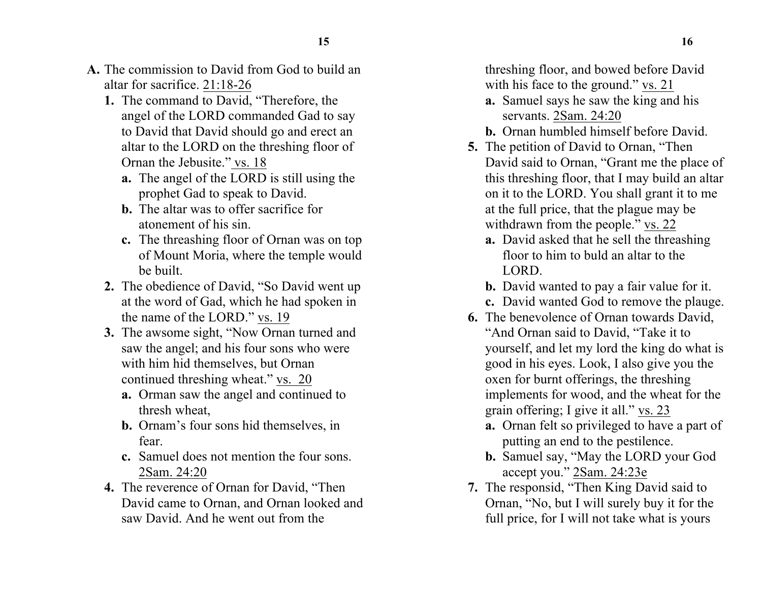**A.** The commission to David from God to build an altar for sacrifice. 21:18-26

1. The command to David, "Therefore, the angel of the LORD commanded Gad to say to David that David should go and erect an altar to the LORD on the threshing floor of Ornan the Jebusite." vs. 18
   - **a.** The angel of the LORD is still using the prophet Gad to speak to David.
   - **b.** The altar was to offer sacrifice for atonement of his sin.
   - **c.** The threashing floor of Ornan was on top of Mount Moria, where the temple would be built.
2. The obedience of David, "So David went up at the word of Gad, which he had spoken in the name of the LORD." vs. 19
3. The awsome sight, "Now Ornan turned and saw the angel; and his four sons who were with him hid themselves, but Ornan continued threshing wheat." vs. 20
   - **a.** Orman saw the angel and continued to thresh wheat,
   - **b.** Ornam's four sons hid themselves, in fear.
   - **c.** Samuel does not mention the four sons. 2Sam. 24:20
4. The reverence of Ornan for David, "Then David came to Ornan, and Ornan looked and saw David. And he went out from the threshing floor, and bowed before David with his face to the ground." vs. 21
   - **a.** Samuel says he saw the king and his servants. 2Sam. 24:20
   - **b.** Ornan humbled himself before David.
5. The petition of David to Ornan, "Then David said to Ornan, "Grant me the place of this threshing floor, that I may build an altar on it to the LORD. You shall grant it to me at the full price, that the plague may be withdrawn from the people." vs. 22
   - **a.** David asked that he sell the threashing floor to him to buld an altar to the LORD.
   - **b.** David wanted to pay a fair value for it.
   - **c.** David wanted God to remove the plauge.
6. The benevolence of Ornan towards David, "And Ornan said to David, "Take it to yourself, and let my lord the king do what is good in his eyes. Look, I also give you the oxen for burnt offerings, the threshing implements for wood, and the wheat for the grain offering; I give it all." vs. 23
   - **a.** Ornan felt so privileged to have a part of putting an end to the pestilence.
   - **b.** Samuel say, "May the LORD your God accept you." 2Sam. 24:23e
7. The responsid, "Then King David said to Ornan, "No, but I will surely buy it for the full price, for I will not take what is yours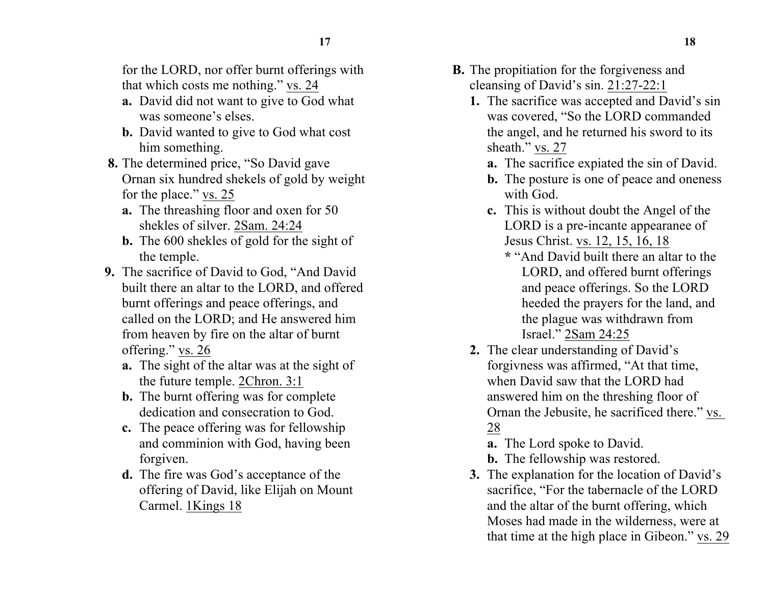for the LORD, nor offer burnt offerings with that which costs me nothing." vs. 24

   a. David did not want to give to God what was someone's elses.
   b. David wanted to give to God what cost him something.

8. The determined price, "So David gave Ornan six hundred shekels of gold by weight for the place." vs. 25
   a. The threashing floor and oxen for 50 shekles of silver. 2Sam. 24:24
   b. The 600 shekles of gold for the sight of the temple.

9. The sacrifice of David to God, "And David built there an altar to the LORD, and offered burnt offerings and peace offerings, and called on the LORD; and He answered him from heaven by fire on the altar of burnt offering." vs. 26
   a. The sight of the altar was at the sight of the future temple. 2Chron. 3:1
   b. The burnt offering was for complete dedication and consecration to God.
   c. The peace offering was for fellowship and comminion with God, having been forgiven.
   d. The fire was God's acceptance of the offering of David, like Elijah on Mount Carmel. 1Kings 18

**B.** The propitiation for the forgiveness and cleansing of David's sin. 21:27-22:1

1. The sacrifice was accepted and David's sin was covered, "So the LORD commanded the angel, and he returned his sword to its sheath." vs. 27
   a. The sacrifice expiated the sin of David.
   b. The posture is one of peace and oneness with God.
   c. This is without doubt the Angel of the LORD is a pre-incante appearanee of Jesus Christ. vs. 12, 15, 16, 18
      * "And David built there an altar to the LORD, and offered burnt offerings and peace offerings. So the LORD heeded the prayers for the land, and the plague was withdrawn from Israel." 2Sam 24:25
2. The clear understanding of David's forgivness was affirmed, "At that time, when David saw that the LORD had answered him on the threshing floor of Ornan the Jebusite, he sacrificed there." vs. 28
   a. The Lord spoke to David.
   b. The fellowship was restored.
3. The explanation for the location of David's sacrifice, "For the tabernacle of the LORD and the altar of the burnt offering, which Moses had made in the wilderness, were at that time at the high place in Gibeon." vs. 29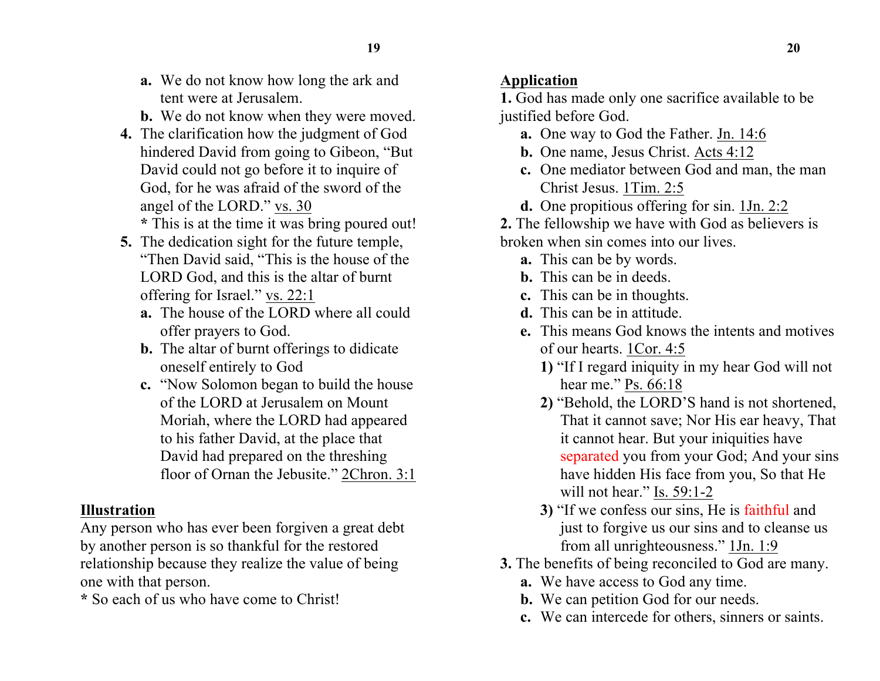a. We do not know how long the ark and tent were at Jerusalem.
b. We do not know when they were moved.

4. The clarification how the judgment of God hindered David from going to Gibeon, "But David could not go before it to inquire of God, for he was afraid of the sword of the angel of the LORD." vs. 30
* This is at the time it was bring poured out!

5. The dedication sight for the future temple, "Then David said, "This is the house of the LORD God, and this is the altar of burnt offering for Israel." vs. 22:1
a. The house of the LORD where all could offer prayers to God.
b. The altar of burnt offerings to didicate oneself entirely to God
c. "Now Solomon began to build the house of the LORD at Jerusalem on Mount Moriah, where the LORD had appeared to his father David, at the place that David had prepared on the threshing floor of Ornan the Jebusite." 2Chron. 3:1

**Illustration**

Any person who has ever been forgiven a great debt by another person is so thankful for the restored relationship because they realize the value of being one with that person.
* So each of us who have come to Christ!

**Application**

**1.** God has made only one sacrifice available to be justified before God.
a. One way to God the Father. Jn. 14:6
b. One name, Jesus Christ. Acts 4:12
c. One mediator between God and man, the man Christ Jesus. 1Tim. 2:5
d. One propitious offering for sin. 1Jn. 2:2

**2.** The fellowship we have with God as believers is broken when sin comes into our lives.
a. This can be by words.
b. This can be in deeds.
c. This can be in thoughts.
d. This can be in attitude.
e. This means God knows the intents and motives of our hearts. 1Cor. 4:5
1) "If I regard iniquity in my hear God will not hear me." Ps. 66:18
2) "Behold, the LORD'S hand is not shortened, That it cannot save; Nor His ear heavy, That it cannot hear. But your iniquities have separated you from your God; And your sins have hidden His face from you, So that He will not hear." Is. 59:1-2
3) "If we confess our sins, He is faithful and just to forgive us our sins and to cleanse us from all unrighteousness." 1Jn. 1:9

**3.** The benefits of being reconciled to God are many.
a. We have access to God any time.
b. We can petition God for our needs.
c. We can intercede for others, sinners or saints.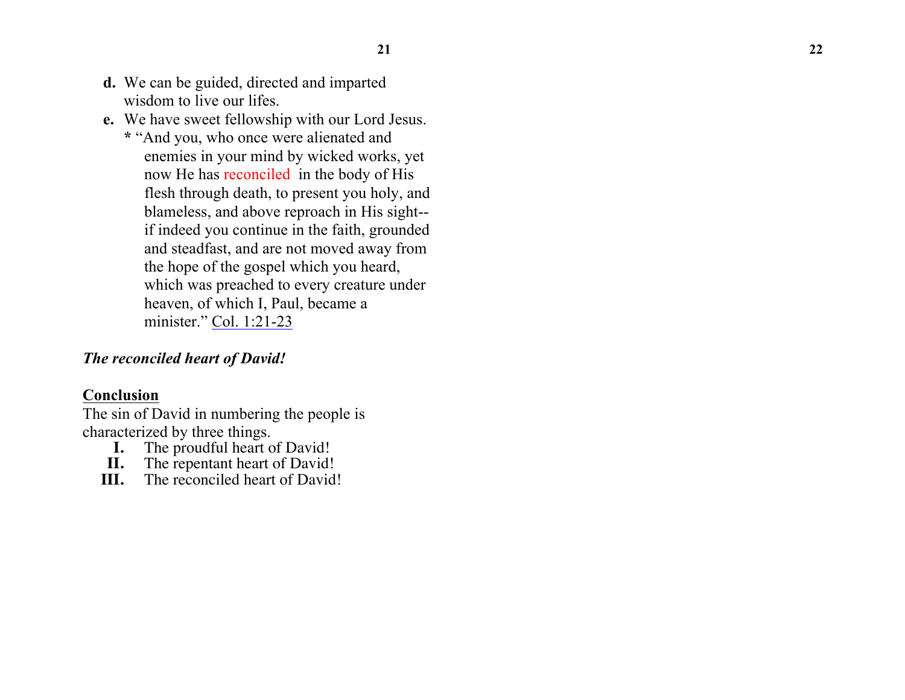**d.** We can be guided, directed and imparted wisdom to live our lifes.

**e.** We have sweet fellowship with our Lord Jesus.

**\*** "And you, who once were alienated and enemies in your mind by wicked works, yet now He has reconciled in the body of His flesh through death, to present you holy, and blameless, and above reproach in His sight-- if indeed you continue in the faith, grounded and steadfast, and are not moved away from the hope of the gospel which you heard, which was preached to every creature under heaven, of which I, Paul, became a minister." Col. 1:21-23

***The reconciled heart of David!***

**Conclusion**

The sin of David in numbering the people is characterized by three things.

**I.** The proudful heart of David!

**II.** The repentant heart of David!

**III.** The reconciled heart of David!